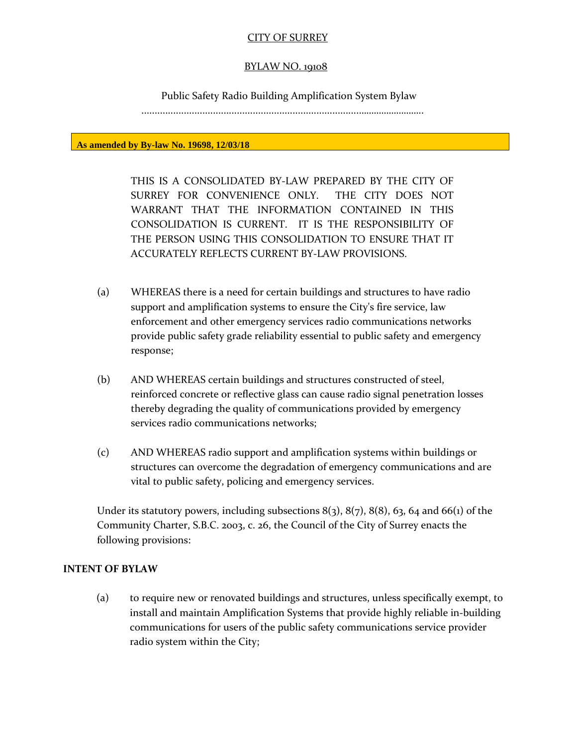CITY OF SURREY

BYLAW NO. 19108

Public Safety Radio Building Amplification System Bylaw

..........................................................................................................

**As amended by By-law No. 19698, 12/03/18**

THIS IS A CONSOLIDATED BY-LAW PREPARED BY THE CITY OF SURREY FOR CONVENIENCE ONLY. THE CITY DOES NOT WARRANT THAT THE INFORMATION CONTAINED IN THIS CONSOLIDATION IS CURRENT. IT IS THE RESPONSIBILITY OF THE PERSON USING THIS CONSOLIDATION TO ENSURE THAT IT ACCURATELY REFLECTS CURRENT BY-LAW PROVISIONS.

(a) WHEREAS there is a need for certain buildings and structures to have radio support and amplification systems to ensure the City's fire service, law enforcement and other emergency services radio communications networks provide public safety grade reliability essential to public safety and emergency response;

(b) AND WHEREAS certain buildings and structures constructed of steel, reinforced concrete or reflective glass can cause radio signal penetration losses thereby degrading the quality of communications provided by emergency services radio communications networks;

(c) AND WHEREAS radio support and amplification systems within buildings or structures can overcome the degradation of emergency communications and are vital to public safety, policing and emergency services.

Under its statutory powers, including subsections 8(3), 8(7), 8(8), 63, 64 and 66(1) of the Community Charter, S.B.C. 2003, c. 26, the Council of the City of Surrey enacts the following provisions:

**INTENT OF BYLAW**

(a) to require new or renovated buildings and structures, unless specifically exempt, to install and maintain Amplification Systems that provide highly reliable in-building communications for users of the public safety communications service provider radio system within the City;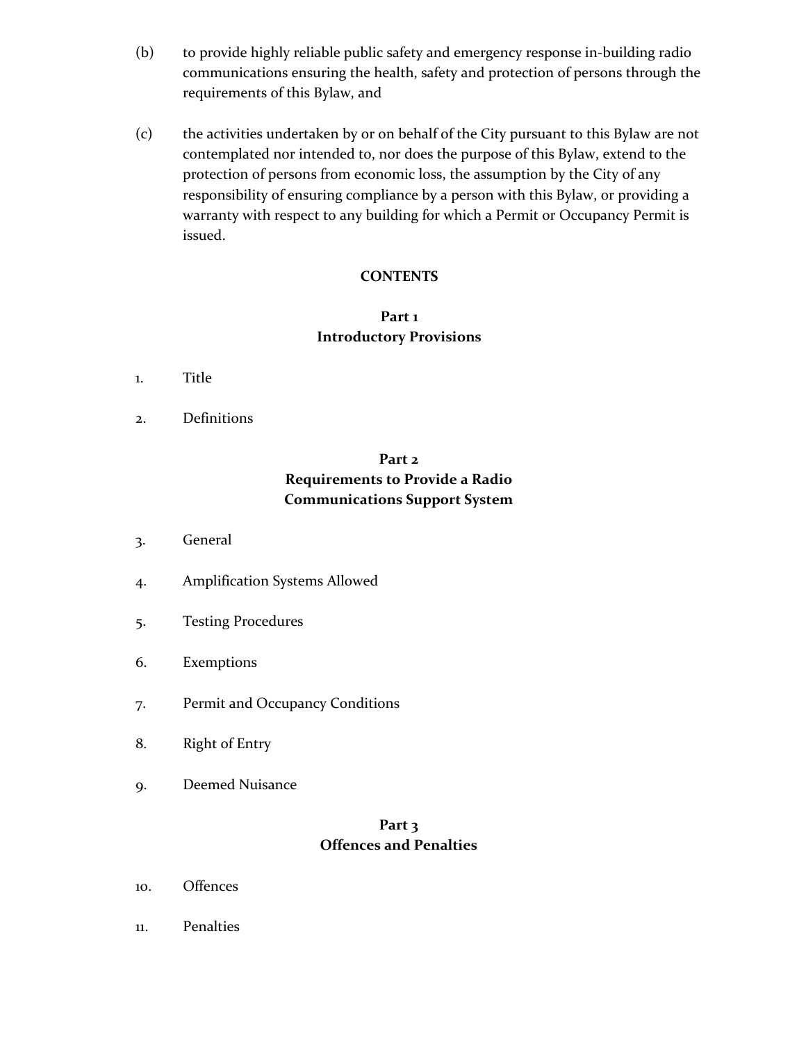(b) to provide highly reliable public safety and emergency response in-building radio communications ensuring the health, safety and protection of persons through the requirements of this Bylaw, and

(c) the activities undertaken by or on behalf of the City pursuant to this Bylaw are not contemplated nor intended to, nor does the purpose of this Bylaw, extend to the protection of persons from economic loss, the assumption by the City of any responsibility of ensuring compliance by a person with this Bylaw, or providing a warranty with respect to any building for which a Permit or Occupancy Permit is issued.

**CONTENTS**

**Part 1**
**Introductory Provisions**

1. Title

2. Definitions

**Part 2**
**Requirements to Provide a Radio Communications Support System**

3. General

4. Amplification Systems Allowed

5. Testing Procedures

6. Exemptions

7. Permit and Occupancy Conditions

8. Right of Entry

9. Deemed Nuisance

**Part 3**
**Offences and Penalties**

10. Offences

11. Penalties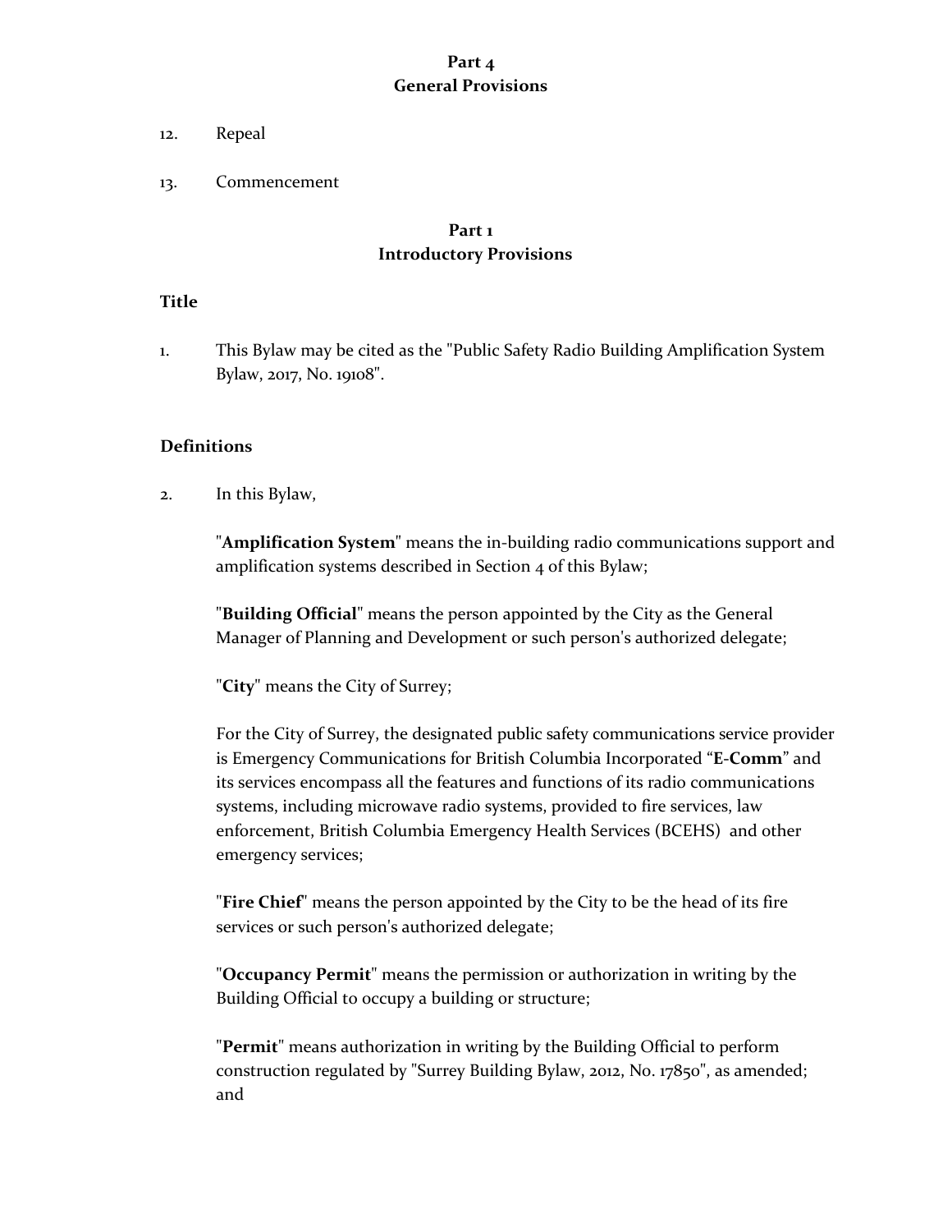**Part 4**
**General Provisions**

12. Repeal

13. Commencement

## Part 1
## Introductory Provisions

### Title

1. This Bylaw may be cited as the "Public Safety Radio Building Amplification System Bylaw, 2017, No. 19108".

### Definitions

2. In this Bylaw,

   "**Amplification System**" means the in-building radio communications support and amplification systems described in Section 4 of this Bylaw;

   "**Building Official**" means the person appointed by the City as the General Manager of Planning and Development or such person's authorized delegate;

   "**City**" means the City of Surrey;

   For the City of Surrey, the designated public safety communications service provider is Emergency Communications for British Columbia Incorporated "**E-Comm**" and its services encompass all the features and functions of its radio communications systems, including microwave radio systems, provided to fire services, law enforcement, British Columbia Emergency Health Services (BCEHS) and other emergency services;

   "**Fire Chief**" means the person appointed by the City to be the head of its fire services or such person's authorized delegate;

   "**Occupancy Permit**" means the permission or authorization in writing by the Building Official to occupy a building or structure;

   "**Permit**" means authorization in writing by the Building Official to perform construction regulated by "Surrey Building Bylaw, 2012, No. 17850", as amended; and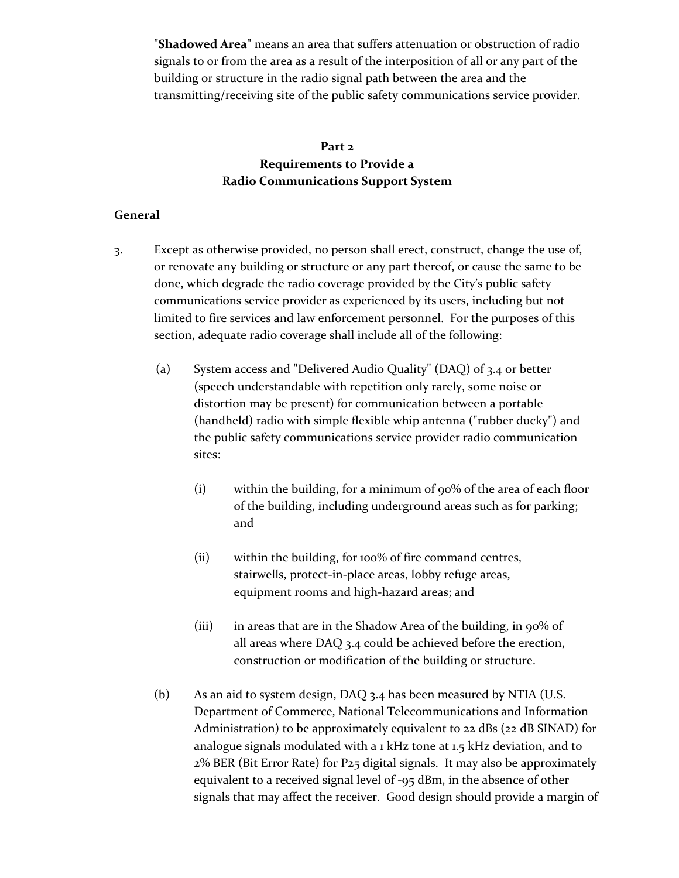"**Shadowed Area**" means an area that suffers attenuation or obstruction of radio signals to or from the area as a result of the interposition of all or any part of the building or structure in the radio signal path between the area and the transmitting/receiving site of the public safety communications service provider.

## Part 2
## Requirements to Provide a Radio Communications Support System

### General

3. Except as otherwise provided, no person shall erect, construct, change the use of, or renovate any building or structure or any part thereof, or cause the same to be done, which degrade the radio coverage provided by the City's public safety communications service provider as experienced by its users, including but not limited to fire services and law enforcement personnel. For the purposes of this section, adequate radio coverage shall include all of the following:

    (a) System access and "Delivered Audio Quality" (DAQ) of 3.4 or better (speech understandable with repetition only rarely, some noise or distortion may be present) for communication between a portable (handheld) radio with simple flexible whip antenna ("rubber ducky") and the public safety communications service provider radio communication sites:

        (i) within the building, for a minimum of 90% of the area of each floor of the building, including underground areas such as for parking; and

        (ii) within the building, for 100% of fire command centres, stairwells, protect-in-place areas, lobby refuge areas, equipment rooms and high-hazard areas; and

        (iii) in areas that are in the Shadow Area of the building, in 90% of all areas where DAQ 3.4 could be achieved before the erection, construction or modification of the building or structure.

    (b) As an aid to system design, DAQ 3.4 has been measured by NTIA (U.S. Department of Commerce, National Telecommunications and Information Administration) to be approximately equivalent to 22 dBs (22 dB SINAD) for analogue signals modulated with a 1 kHz tone at 1.5 kHz deviation, and to 2% BER (Bit Error Rate) for P25 digital signals. It may also be approximately equivalent to a received signal level of -95 dBm, in the absence of other signals that may affect the receiver. Good design should provide a margin of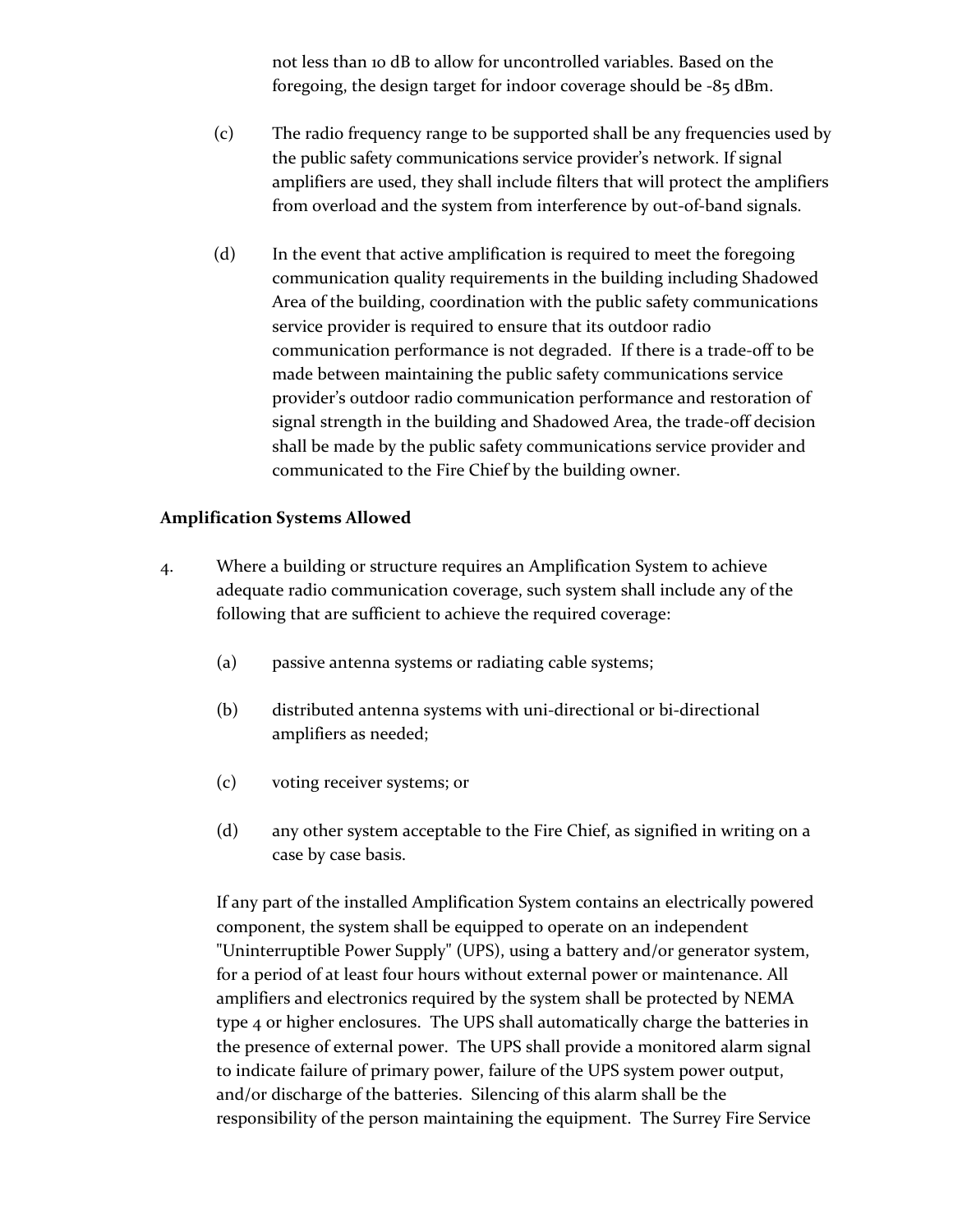not less than 10 dB to allow for uncontrolled variables. Based on the foregoing, the design target for indoor coverage should be -85 dBm.

(c) The radio frequency range to be supported shall be any frequencies used by the public safety communications service provider's network. If signal amplifiers are used, they shall include filters that will protect the amplifiers from overload and the system from interference by out-of-band signals.

(d) In the event that active amplification is required to meet the foregoing communication quality requirements in the building including Shadowed Area of the building, coordination with the public safety communications service provider is required to ensure that its outdoor radio communication performance is not degraded. If there is a trade-off to be made between maintaining the public safety communications service provider's outdoor radio communication performance and restoration of signal strength in the building and Shadowed Area, the trade-off decision shall be made by the public safety communications service provider and communicated to the Fire Chief by the building owner.

**Amplification Systems Allowed**

4. Where a building or structure requires an Amplification System to achieve adequate radio communication coverage, such system shall include any of the following that are sufficient to achieve the required coverage:

   (a) passive antenna systems or radiating cable systems;

   (b) distributed antenna systems with uni-directional or bi-directional amplifiers as needed;

   (c) voting receiver systems; or

   (d) any other system acceptable to the Fire Chief, as signified in writing on a case by case basis.

   If any part of the installed Amplification System contains an electrically powered component, the system shall be equipped to operate on an independent "Uninterruptible Power Supply" (UPS), using a battery and/or generator system, for a period of at least four hours without external power or maintenance. All amplifiers and electronics required by the system shall be protected by NEMA type 4 or higher enclosures. The UPS shall automatically charge the batteries in the presence of external power. The UPS shall provide a monitored alarm signal to indicate failure of primary power, failure of the UPS system power output, and/or discharge of the batteries. Silencing of this alarm shall be the responsibility of the person maintaining the equipment. The Surrey Fire Service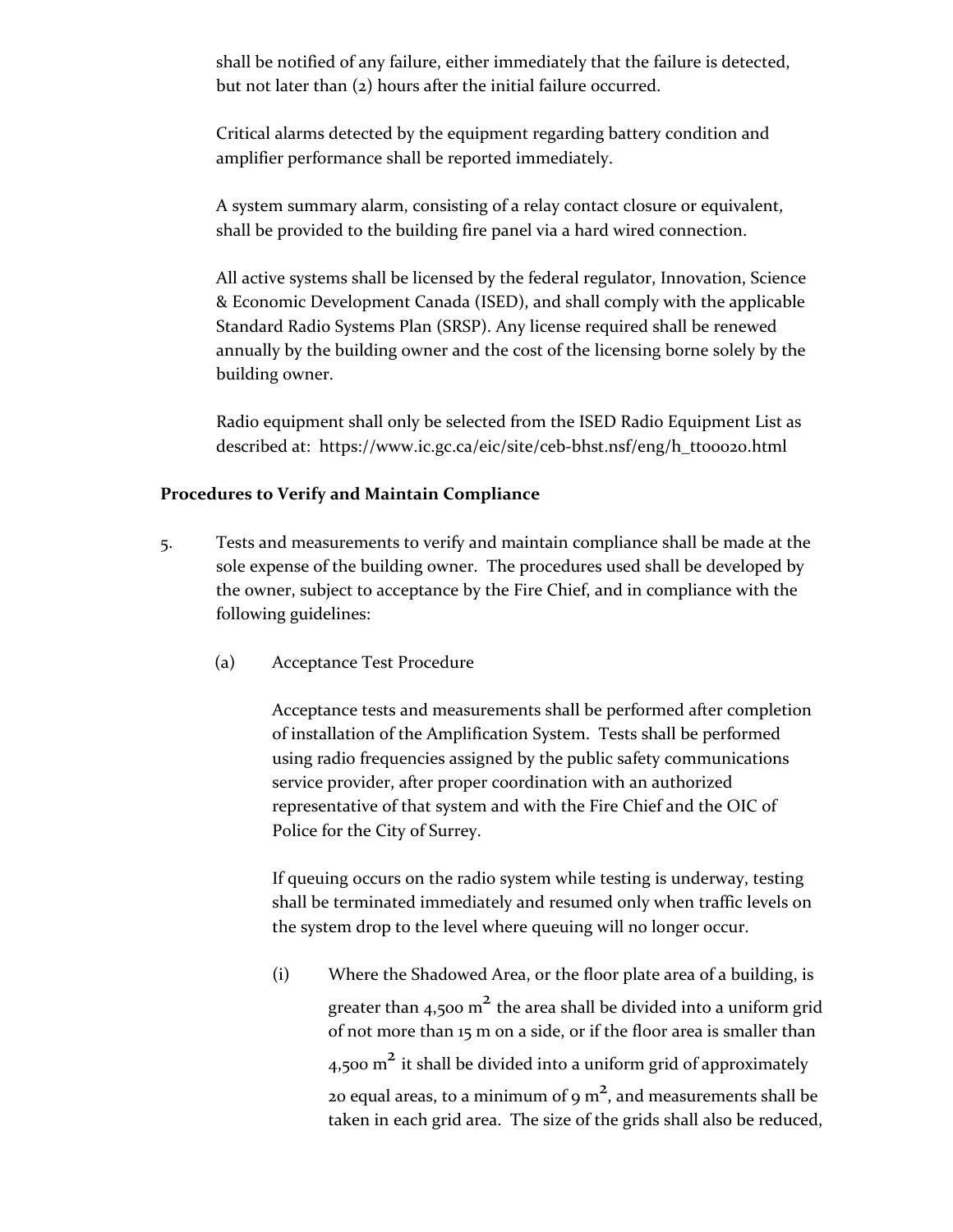shall be notified of any failure, either immediately that the failure is detected, but not later than (2) hours after the initial failure occurred.

Critical alarms detected by the equipment regarding battery condition and amplifier performance shall be reported immediately.

A system summary alarm, consisting of a relay contact closure or equivalent, shall be provided to the building fire panel via a hard wired connection.

All active systems shall be licensed by the federal regulator, Innovation, Science & Economic Development Canada (ISED), and shall comply with the applicable Standard Radio Systems Plan (SRSP). Any license required shall be renewed annually by the building owner and the cost of the licensing borne solely by the building owner.

Radio equipment shall only be selected from the ISED Radio Equipment List as described at: https://www.ic.gc.ca/eic/site/ceb-bhst.nsf/eng/h_tt00020.html

**Procedures to Verify and Maintain Compliance**

5. Tests and measurements to verify and maintain compliance shall be made at the sole expense of the building owner. The procedures used shall be developed by the owner, subject to acceptance by the Fire Chief, and in compliance with the following guidelines:

   (a) Acceptance Test Procedure

   Acceptance tests and measurements shall be performed after completion of installation of the Amplification System. Tests shall be performed using radio frequencies assigned by the public safety communications service provider, after proper coordination with an authorized representative of that system and with the Fire Chief and the OIC of Police for the City of Surrey.

   If queuing occurs on the radio system while testing is underway, testing shall be terminated immediately and resumed only when traffic levels on the system drop to the level where queuing will no longer occur.

   (i) Where the Shadowed Area, or the floor plate area of a building, is greater than 4,500 $m^2$ the area shall be divided into a uniform grid of not more than 15 m on a side, or if the floor area is smaller than 4,500 $m^2$ it shall be divided into a uniform grid of approximately 20 equal areas, to a minimum of 9 $m^2$, and measurements shall be taken in each grid area. The size of the grids shall also be reduced,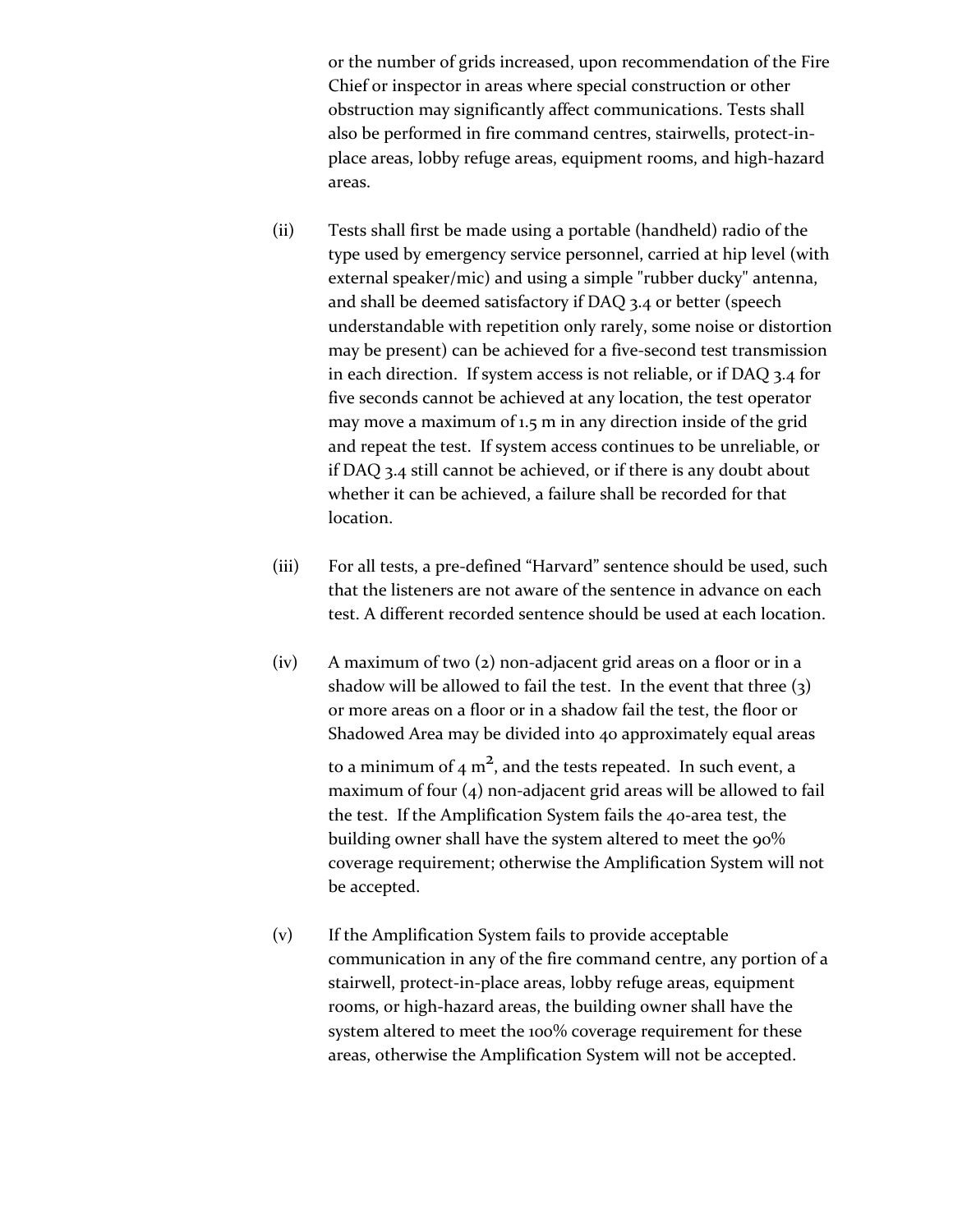or the number of grids increased, upon recommendation of the Fire Chief or inspector in areas where special construction or other obstruction may significantly affect communications. Tests shall also be performed in fire command centres, stairwells, protect-in-place areas, lobby refuge areas, equipment rooms, and high-hazard areas.

(ii) Tests shall first be made using a portable (handheld) radio of the type used by emergency service personnel, carried at hip level (with external speaker/mic) and using a simple "rubber ducky" antenna, and shall be deemed satisfactory if DAQ 3.4 or better (speech understandable with repetition only rarely, some noise or distortion may be present) can be achieved for a five-second test transmission in each direction. If system access is not reliable, or if DAQ 3.4 for five seconds cannot be achieved at any location, the test operator may move a maximum of 1.5 m in any direction inside of the grid and repeat the test. If system access continues to be unreliable, or if DAQ 3.4 still cannot be achieved, or if there is any doubt about whether it can be achieved, a failure shall be recorded for that location.

(iii) For all tests, a pre-defined "Harvard" sentence should be used, such that the listeners are not aware of the sentence in advance on each test. A different recorded sentence should be used at each location.

(iv) A maximum of two (2) non-adjacent grid areas on a floor or in a shadow will be allowed to fail the test. In the event that three (3) or more areas on a floor or in a shadow fail the test, the floor or Shadowed Area may be divided into 40 approximately equal areas to a minimum of 4 $m^2$, and the tests repeated. In such event, a maximum of four (4) non-adjacent grid areas will be allowed to fail the test. If the Amplification System fails the 40-area test, the building owner shall have the system altered to meet the 90% coverage requirement; otherwise the Amplification System will not be accepted.

(v) If the Amplification System fails to provide acceptable communication in any of the fire command centre, any portion of a stairwell, protect-in-place areas, lobby refuge areas, equipment rooms, or high-hazard areas, the building owner shall have the system altered to meet the 100% coverage requirement for these areas, otherwise the Amplification System will not be accepted.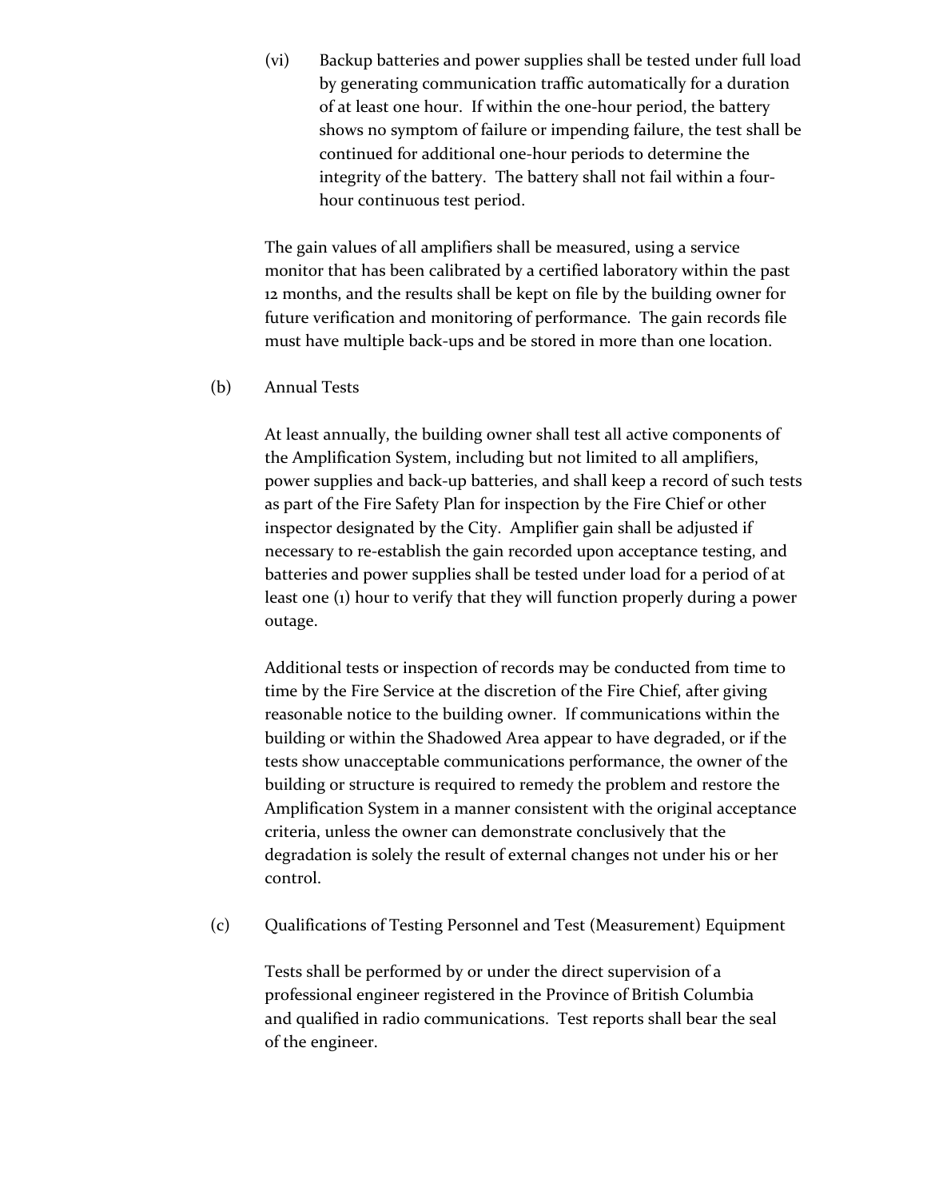(vi) Backup batteries and power supplies shall be tested under full load by generating communication traffic automatically for a duration of at least one hour. If within the one-hour period, the battery shows no symptom of failure or impending failure, the test shall be continued for additional one-hour periods to determine the integrity of the battery. The battery shall not fail within a four-hour continuous test period.

The gain values of all amplifiers shall be measured, using a service monitor that has been calibrated by a certified laboratory within the past 12 months, and the results shall be kept on file by the building owner for future verification and monitoring of performance. The gain records file must have multiple back-ups and be stored in more than one location.

(b) Annual Tests

At least annually, the building owner shall test all active components of the Amplification System, including but not limited to all amplifiers, power supplies and back-up batteries, and shall keep a record of such tests as part of the Fire Safety Plan for inspection by the Fire Chief or other inspector designated by the City. Amplifier gain shall be adjusted if necessary to re-establish the gain recorded upon acceptance testing, and batteries and power supplies shall be tested under load for a period of at least one (1) hour to verify that they will function properly during a power outage.

Additional tests or inspection of records may be conducted from time to time by the Fire Service at the discretion of the Fire Chief, after giving reasonable notice to the building owner. If communications within the building or within the Shadowed Area appear to have degraded, or if the tests show unacceptable communications performance, the owner of the building or structure is required to remedy the problem and restore the Amplification System in a manner consistent with the original acceptance criteria, unless the owner can demonstrate conclusively that the degradation is solely the result of external changes not under his or her control.

(c) Qualifications of Testing Personnel and Test (Measurement) Equipment

Tests shall be performed by or under the direct supervision of a professional engineer registered in the Province of British Columbia and qualified in radio communications. Test reports shall bear the seal of the engineer.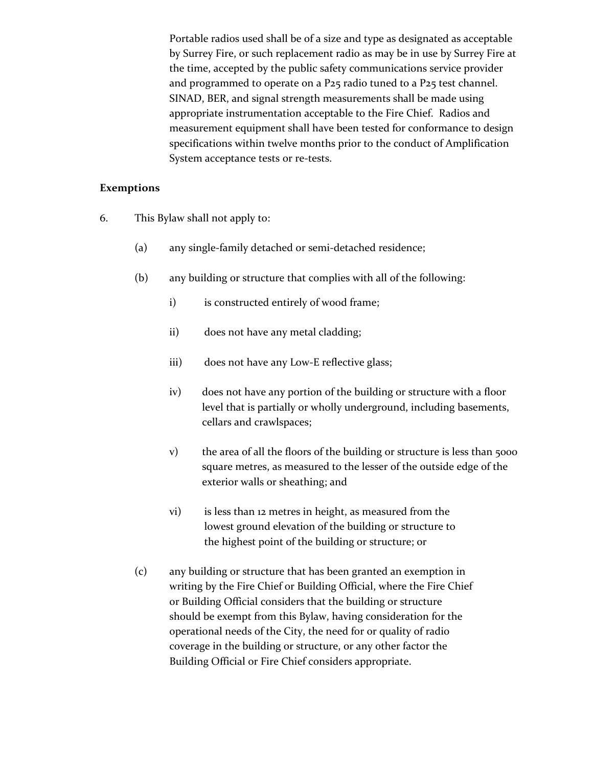Portable radios used shall be of a size and type as designated as acceptable by Surrey Fire, or such replacement radio as may be in use by Surrey Fire at the time, accepted by the public safety communications service provider and programmed to operate on a P25 radio tuned to a P25 test channel. SINAD, BER, and signal strength measurements shall be made using appropriate instrumentation acceptable to the Fire Chief. Radios and measurement equipment shall have been tested for conformance to design specifications within twelve months prior to the conduct of Amplification System acceptance tests or re-tests.

**Exemptions**

6. This Bylaw shall not apply to:

   (a) any single-family detached or semi-detached residence;

   (b) any building or structure that complies with all of the following:

      i) is constructed entirely of wood frame;

      ii) does not have any metal cladding;

      iii) does not have any Low-E reflective glass;

      iv) does not have any portion of the building or structure with a floor level that is partially or wholly underground, including basements, cellars and crawlspaces;

      v) the area of all the floors of the building or structure is less than 5000 square metres, as measured to the lesser of the outside edge of the exterior walls or sheathing; and

      vi) is less than 12 metres in height, as measured from the lowest ground elevation of the building or structure to the highest point of the building or structure; or

   (c) any building or structure that has been granted an exemption in writing by the Fire Chief or Building Official, where the Fire Chief or Building Official considers that the building or structure should be exempt from this Bylaw, having consideration for the operational needs of the City, the need for or quality of radio coverage in the building or structure, or any other factor the Building Official or Fire Chief considers appropriate.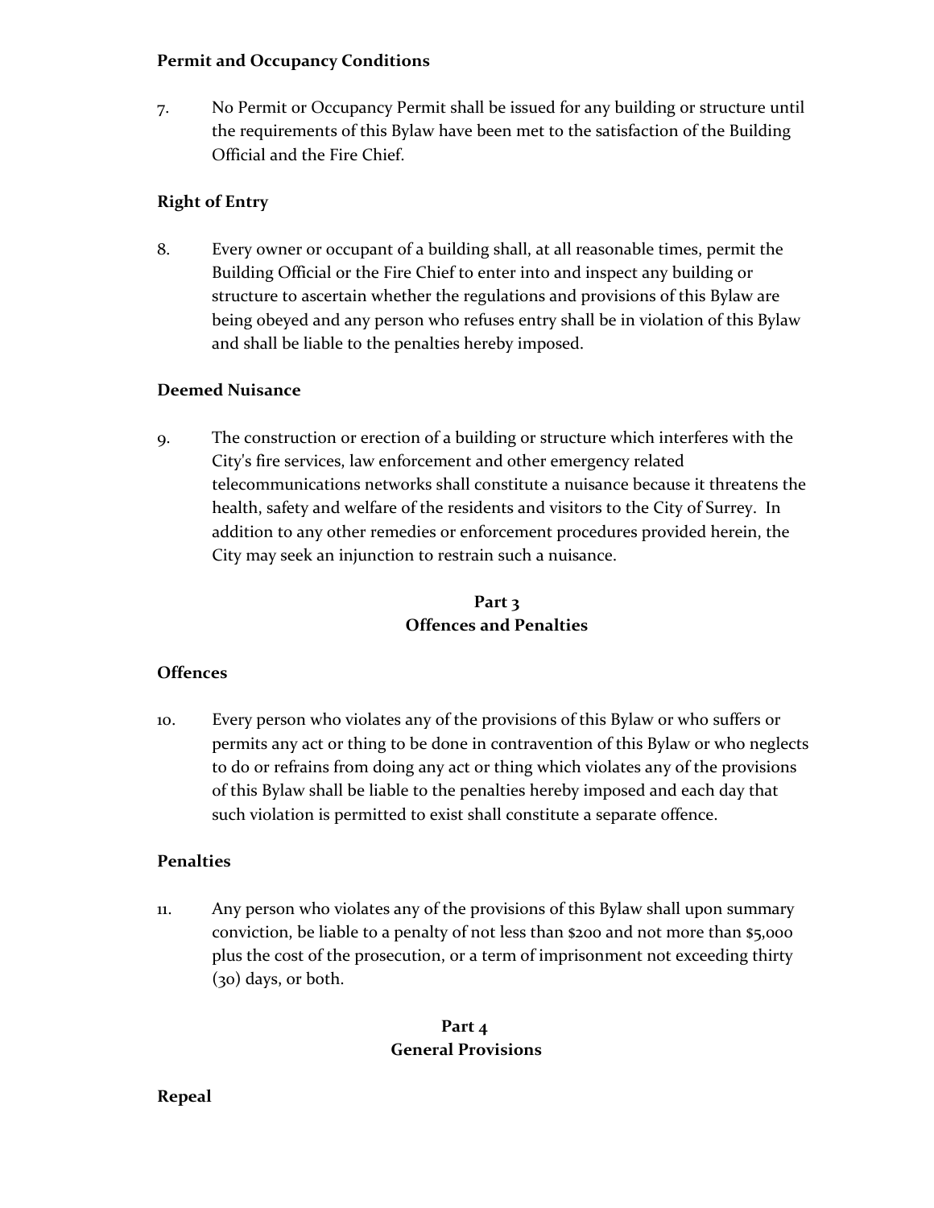**Permit and Occupancy Conditions**

7. No Permit or Occupancy Permit shall be issued for any building or structure until the requirements of this Bylaw have been met to the satisfaction of the Building Official and the Fire Chief.

**Right of Entry**

8. Every owner or occupant of a building shall, at all reasonable times, permit the Building Official or the Fire Chief to enter into and inspect any building or structure to ascertain whether the regulations and provisions of this Bylaw are being obeyed and any person who refuses entry shall be in violation of this Bylaw and shall be liable to the penalties hereby imposed.

**Deemed Nuisance**

9. The construction or erection of a building or structure which interferes with the City's fire services, law enforcement and other emergency related telecommunications networks shall constitute a nuisance because it threatens the health, safety and welfare of the residents and visitors to the City of Surrey. In addition to any other remedies or enforcement procedures provided herein, the City may seek an injunction to restrain such a nuisance.

## Part 3
## Offences and Penalties

**Offences**

10. Every person who violates any of the provisions of this Bylaw or who suffers or permits any act or thing to be done in contravention of this Bylaw or who neglects to do or refrains from doing any act or thing which violates any of the provisions of this Bylaw shall be liable to the penalties hereby imposed and each day that such violation is permitted to exist shall constitute a separate offence.

**Penalties**

11. Any person who violates any of the provisions of this Bylaw shall upon summary conviction, be liable to a penalty of not less than $200 and not more than $5,000 plus the cost of the prosecution, or a term of imprisonment not exceeding thirty (30) days, or both.

## Part 4
## General Provisions

**Repeal**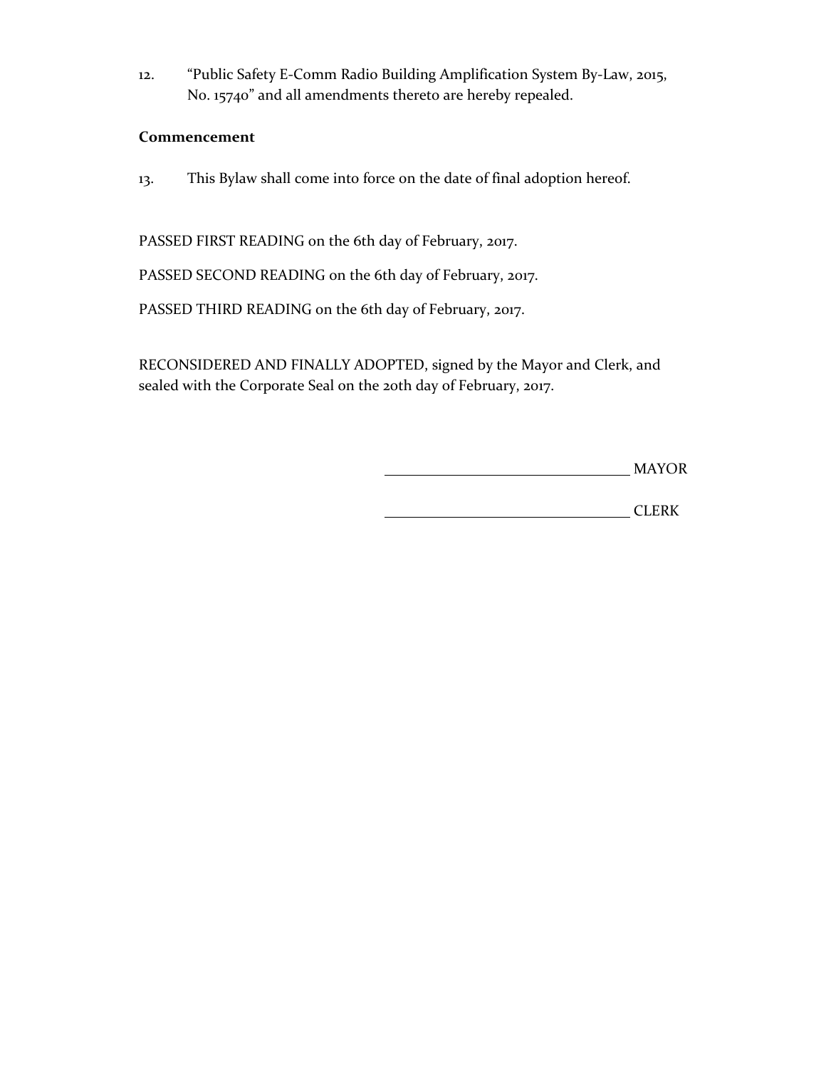12. "Public Safety E-Comm Radio Building Amplification System By-Law, 2015, No. 15740" and all amendments thereto are hereby repealed.

**Commencement**

13. This Bylaw shall come into force on the date of final adoption hereof.

PASSED FIRST READING on the 6th day of February, 2017.

PASSED SECOND READING on the 6th day of February, 2017.

PASSED THIRD READING on the 6th day of February, 2017.

RECONSIDERED AND FINALLY ADOPTED, signed by the Mayor and Clerk, and sealed with the Corporate Seal on the 20th day of February, 2017.

\_\_\_\_\_\_\_\_\_\_\_\_\_\_\_\_\_\_\_\_\_\_\_\_\_\_\_\_\_\_\_\_ MAYOR

\_\_\_\_\_\_\_\_\_\_\_\_\_\_\_\_\_\_\_\_\_\_\_\_\_\_\_\_\_\_\_\_ CLERK